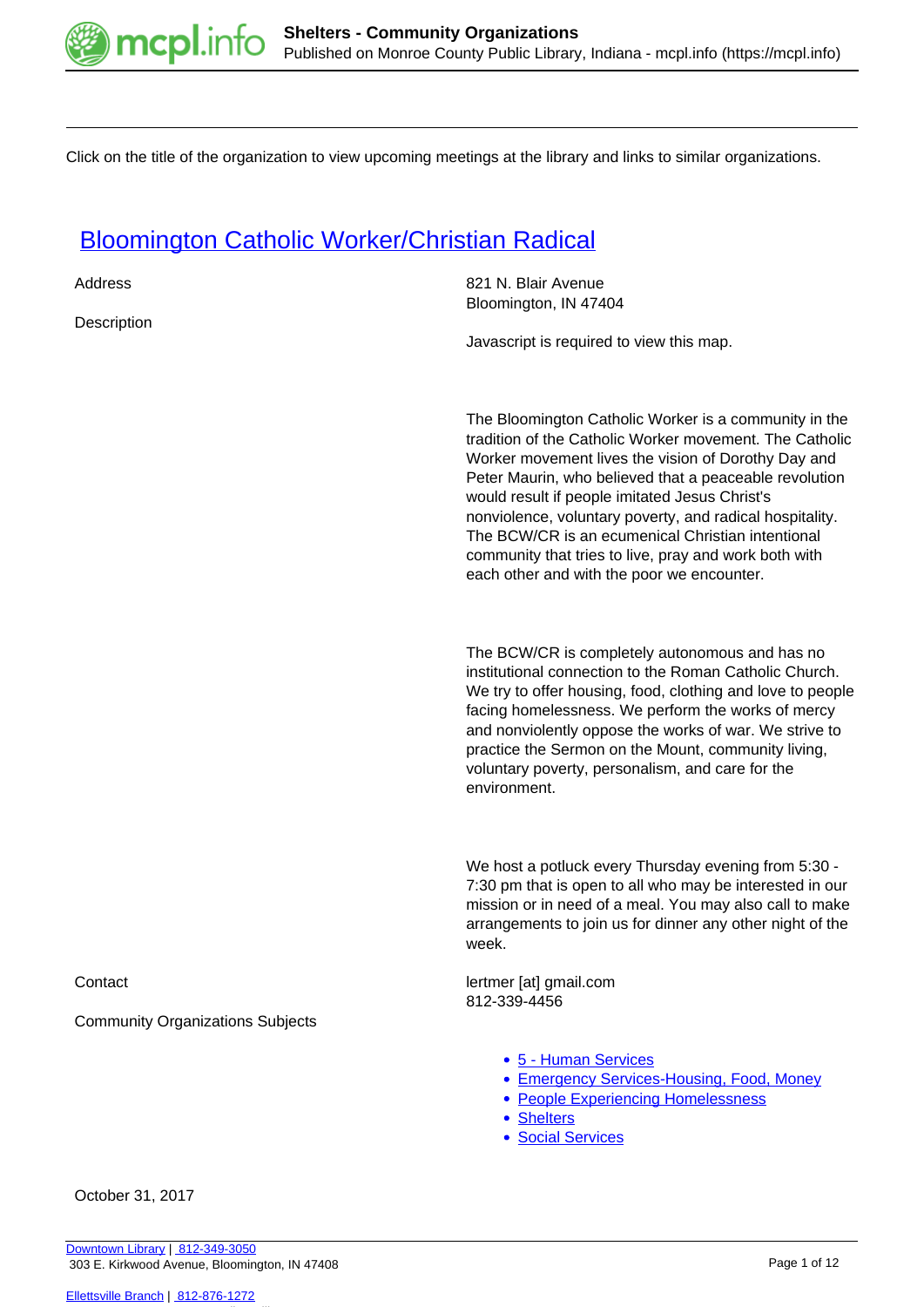Click on the title of the organization to view upcoming meetings at the library and links to similar organizations.

## Bloomington Catholic Worker/Christian Radical

| | |
|---|---|
| Address | 821 N. Blair Avenue<br>Bloomington, IN 47404 |
| Description | Javascript is required to view this map. |

The Bloomington Catholic Worker is a community in the tradition of the Catholic Worker movement. The Catholic Worker movement lives the vision of Dorothy Day and Peter Maurin, who believed that a peaceable revolution would result if people imitated Jesus Christ's nonviolence, voluntary poverty, and radical hospitality. The BCW/CR is an ecumenical Christian intentional community that tries to live, pray and work both with each other and with the poor we encounter.

The BCW/CR is completely autonomous and has no institutional connection to the Roman Catholic Church. We try to offer housing, food, clothing and love to people facing homelessness. We perform the works of mercy and nonviolently oppose the works of war. We strive to practice the Sermon on the Mount, community living, voluntary poverty, personalism, and care for the environment.

We host a potluck every Thursday evening from 5:30 - 7:30 pm that is open to all who may be interested in our mission or in need of a meal. You may also call to make arrangements to join us for dinner any other night of the week.

Contact

lertmer [at] gmail.com
812-339-4456

Community Organizations Subjects

- 5 - Human Services
- Emergency Services-Housing, Food, Money
- People Experiencing Homelessness
- Shelters
- Social Services

October 31, 2017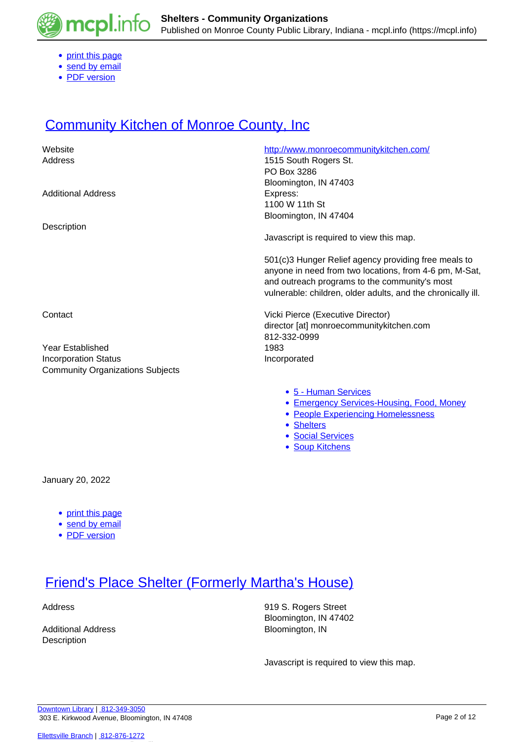- print this page
- send by email
- PDF version

# Community Kitchen of Monroe County, Inc

| | |
|---|---|
| Website | http://www.monroecommunitykitchen.com/ |
| Address | 1515 South Rogers St.<br>PO Box 3286<br>Bloomington, IN 47403 |
| Additional Address | Express:<br>1100 W 11th St<br>Bloomington, IN 47404 |
| Description | Javascript is required to view this map.<br><br>501(c)3 Hunger Relief agency providing free meals to anyone in need from two locations, from 4-6 pm, M-Sat, and outreach programs to the community's most vulnerable: children, older adults, and the chronically ill. |
| Contact | Vicki Pierce (Executive Director)<br>director [at] monroecommunitykitchen.com<br>812-332-0999 |
| Year Established | 1983 |
| Incorporation Status | Incorporated |
| Community Organizations Subjects | |

- 5 - Human Services
- Emergency Services-Housing, Food, Money
- People Experiencing Homelessness
- Shelters
- Social Services
- Soup Kitchens

January 20, 2022

- print this page
- send by email
- PDF version

# Friend's Place Shelter (Formerly Martha's House)

| | |
|---|---|
| Address | 919 S. Rogers Street<br>Bloomington, IN 47402 |
| Additional Address | Bloomington, IN |
| Description | Javascript is required to view this map. |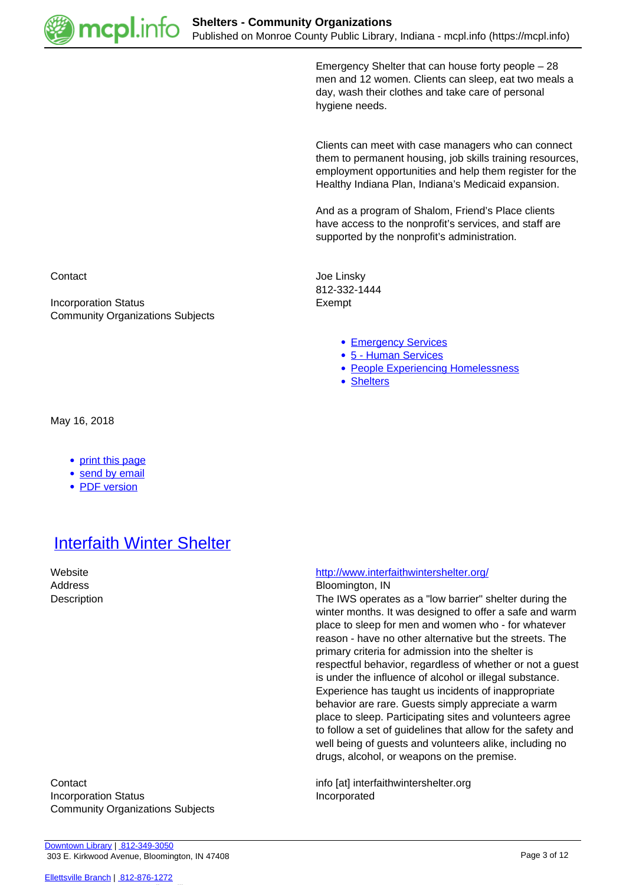Emergency Shelter that can house forty people – 28 men and 12 women. Clients can sleep, eat two meals a day, wash their clothes and take care of personal hygiene needs.

Clients can meet with case managers who can connect them to permanent housing, job skills training resources, employment opportunities and help them register for the Healthy Indiana Plan, Indiana's Medicaid expansion.

And as a program of Shalom, Friend's Place clients have access to the nonprofit's services, and staff are supported by the nonprofit's administration.

Contact: Joe Linsky
812-332-1444

Incorporation Status: Exempt

Community Organizations Subjects:

- Emergency Services
- 5 - Human Services
- People Experiencing Homelessness
- Shelters

May 16, 2018

- print this page
- send by email
- PDF version

## Interfaith Winter Shelter

Website: http://www.interfaithwintershelter.org/

Address: Bloomington, IN

Description: The IWS operates as a "low barrier" shelter during the winter months. It was designed to offer a safe and warm place to sleep for men and women who - for whatever reason - have no other alternative but the streets. The primary criteria for admission into the shelter is respectful behavior, regardless of whether or not a guest is under the influence of alcohol or illegal substance. Experience has taught us incidents of inappropriate behavior are rare. Guests simply appreciate a warm place to sleep. Participating sites and volunteers agree to follow a set of guidelines that allow for the safety and well being of guests and volunteers alike, including no drugs, alcohol, or weapons on the premise.

Contact: info [at] interfaithwintershelter.org

Incorporation Status: Incorporated

Community Organizations Subjects: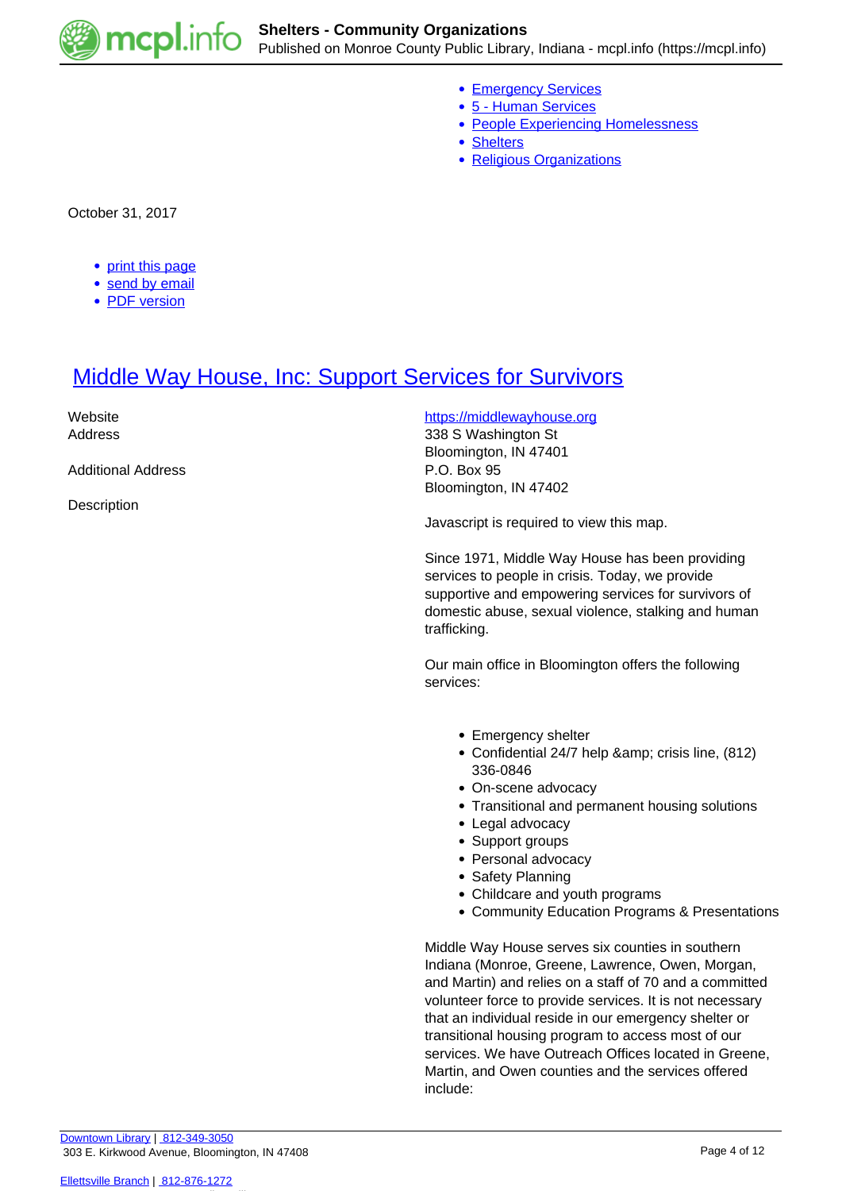- Emergency Services
- 5 - Human Services
- People Experiencing Homelessness
- Shelters
- Religious Organizations

October 31, 2017

- print this page
- send by email
- PDF version

## Middle Way House, Inc: Support Services for Survivors

| | |
|---|---|
| Website | https://middlewayhouse.org |
| Address | 338 S Washington St<br>Bloomington, IN 47401 |
| Additional Address | P.O. Box 95<br>Bloomington, IN 47402 |
| Description | |

Javascript is required to view this map.

Since 1971, Middle Way House has been providing services to people in crisis. Today, we provide supportive and empowering services for survivors of domestic abuse, sexual violence, stalking and human trafficking.

Our main office in Bloomington offers the following services:

- Emergency shelter
- Confidential 24/7 help &amp; crisis line, (812) 336-0846
- On-scene advocacy
- Transitional and permanent housing solutions
- Legal advocacy
- Support groups
- Personal advocacy
- Safety Planning
- Childcare and youth programs
- Community Education Programs & Presentations

Middle Way House serves six counties in southern Indiana (Monroe, Greene, Lawrence, Owen, Morgan, and Martin) and relies on a staff of 70 and a committed volunteer force to provide services. It is not necessary that an individual reside in our emergency shelter or transitional housing program to access most of our services. We have Outreach Offices located in Greene, Martin, and Owen counties and the services offered include: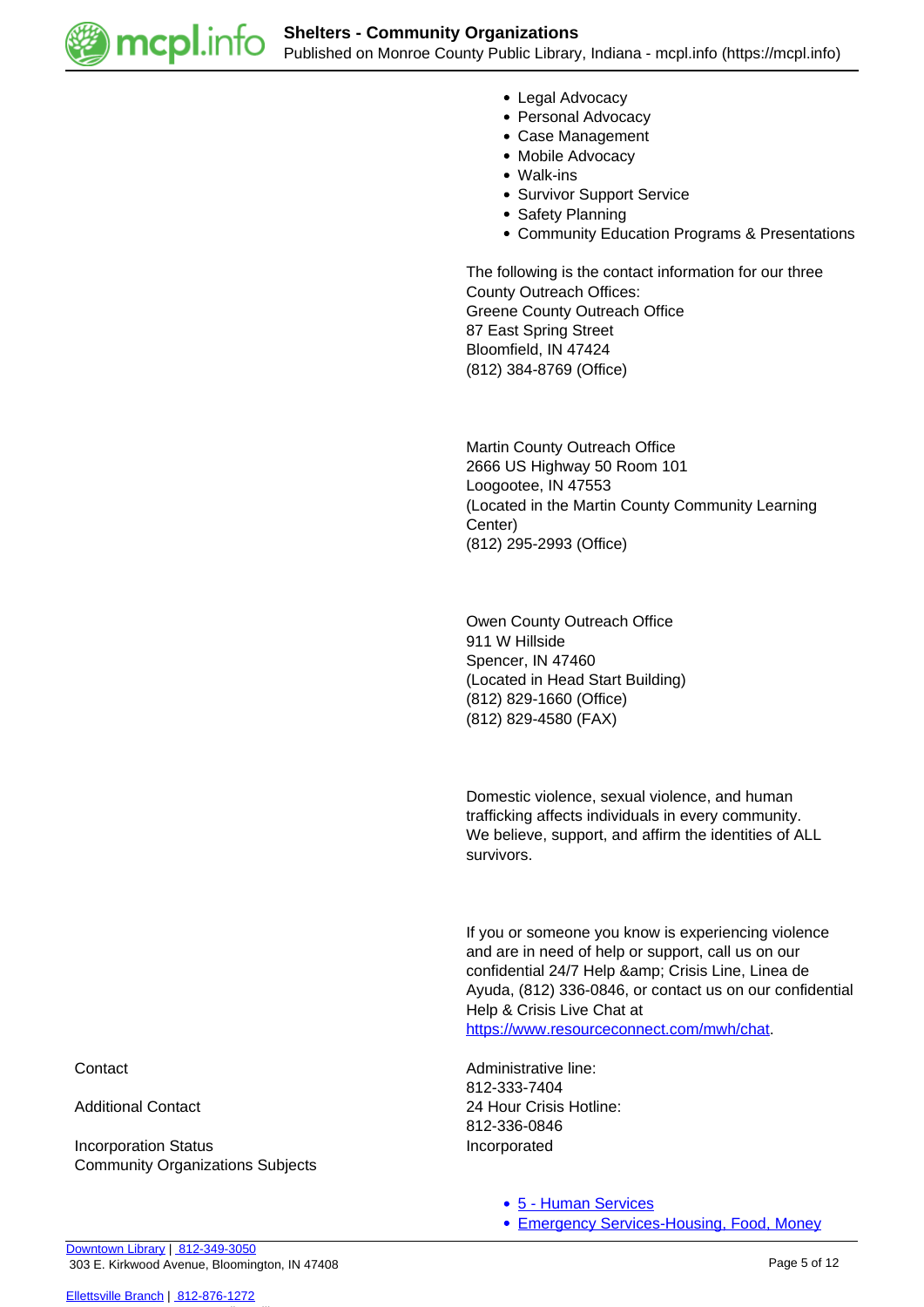- Legal Advocacy
- Personal Advocacy
- Case Management
- Mobile Advocacy
- Walk-ins
- Survivor Support Service
- Safety Planning
- Community Education Programs & Presentations

The following is the contact information for our three County Outreach Offices:
Greene County Outreach Office
87 East Spring Street
Bloomfield, IN 47424
(812) 384-8769 (Office)

Martin County Outreach Office
2666 US Highway 50 Room 101
Loogootee, IN 47553
(Located in the Martin County Community Learning Center)
(812) 295-2993 (Office)

Owen County Outreach Office
911 W Hillside
Spencer, IN 47460
(Located in Head Start Building)
(812) 829-1660 (Office)
(812) 829-4580 (FAX)

Domestic violence, sexual violence, and human trafficking affects individuals in every community. We believe, support, and affirm the identities of ALL survivors.

If you or someone you know is experiencing violence and are in need of help or support, call us on our confidential 24/7 Help &amp; Crisis Line, Linea de Ayuda, (812) 336-0846, or contact us on our confidential Help & Crisis Live Chat at [https://www.resourceconnect.com/mwh/chat](https://www.resourceconnect.com/mwh/chat).

| | |
|---|---|
| Contact | Administrative line: 812-333-7404 |
| Additional Contact | 24 Hour Crisis Hotline: 812-336-0846 |
| Incorporation Status | Incorporated |
| Community Organizations Subjects | |

- 5 - Human Services
- Emergency Services-Housing, Food, Money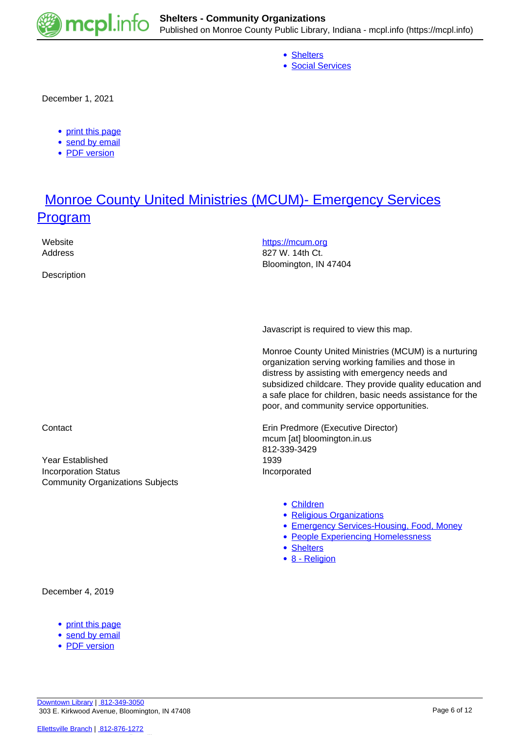- Shelters
- Social Services

December 1, 2021

- print this page
- send by email
- PDF version

## Monroe County United Ministries (MCUM)- Emergency Services Program

Website: https://mcum.org

Address: 827 W. 14th Ct.
Bloomington, IN 47404

Description:

Javascript is required to view this map.

Monroe County United Ministries (MCUM) is a nurturing organization serving working families and those in distress by assisting with emergency needs and subsidized childcare. They provide quality education and a safe place for children, basic needs assistance for the poor, and community service opportunities.

Contact: Erin Predmore (Executive Director)
mcum [at] bloomington.in.us
812-339-3429

Year Established: 1939

Incorporation Status: Incorporated

Community Organizations Subjects:

- Children
- Religious Organizations
- Emergency Services-Housing, Food, Money
- People Experiencing Homelessness
- Shelters
- 8 - Religion

December 4, 2019

- print this page
- send by email
- PDF version

Downtown Library | 812-349-3050
303 E. Kirkwood Avenue, Bloomington, IN 47408

Ellettsville Branch | 812-876-1272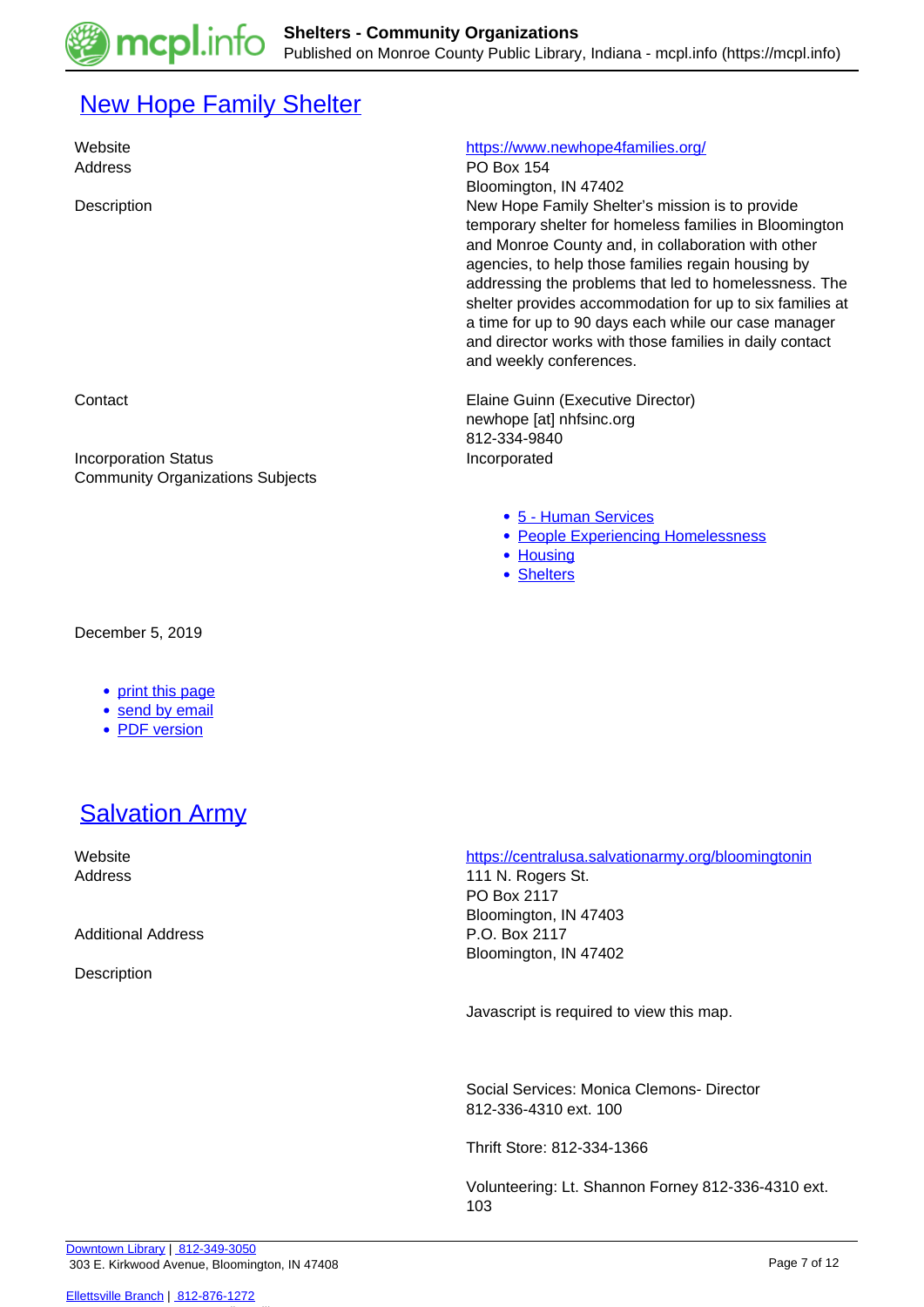## [New Hope Family Shelter](#)

| | |
|---|---|
| Website | [https://www.newhope4families.org/](https://www.newhope4families.org/) |
| Address | PO Box 154<br>Bloomington, IN 47402 |
| Description | New Hope Family Shelter's mission is to provide temporary shelter for homeless families in Bloomington and Monroe County and, in collaboration with other agencies, to help those families regain housing by addressing the problems that led to homelessness. The shelter provides accommodation for up to six families at a time for up to 90 days each while our case manager and director works with those families in daily contact and weekly conferences. |
| Contact | Elaine Guinn (Executive Director)<br>newhope [at] nhfsinc.org<br>812-334-9840 |
| Incorporation Status | Incorporated |
| Community Organizations Subjects | |

- [5 - Human Services](#)
- [People Experiencing Homelessness](#)
- [Housing](#)
- [Shelters](#)

December 5, 2019

- [print this page](#)
- [send by email](#)
- [PDF version](#)

## [Salvation Army](#)

| | |
|---|---|
| Website | [https://centralusa.salvationarmy.org/bloomingtonin](https://centralusa.salvationarmy.org/bloomingtonin) |
| Address | 111 N. Rogers St.<br>PO Box 2117<br>Bloomington, IN 47403 |
| Additional Address | P.O. Box 2117<br>Bloomington, IN 47402 |
| Description | |

Javascript is required to view this map.

Social Services: Monica Clemons- Director
812-336-4310 ext. 100

Thrift Store: 812-334-1366

Volunteering: Lt. Shannon Forney 812-336-4310 ext. 103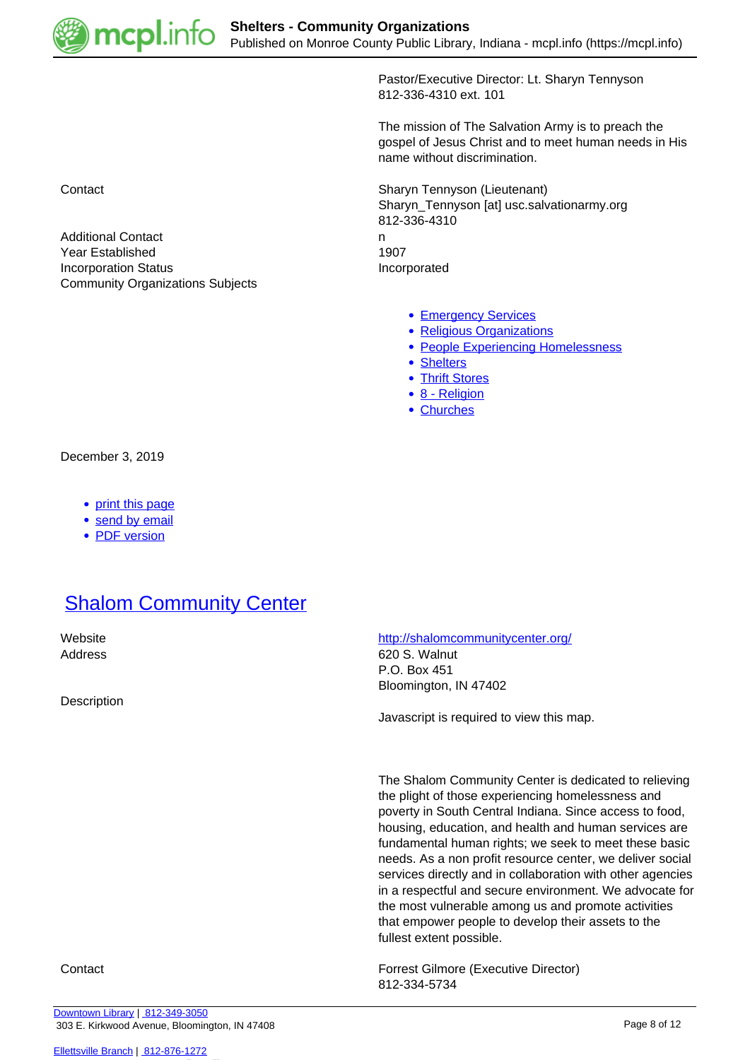Pastor/Executive Director: Lt. Sharyn Tennyson
812-336-4310 ext. 101

The mission of The Salvation Army is to preach the gospel of Jesus Christ and to meet human needs in His name without discrimination.

Contact

Sharyn Tennyson (Lieutenant)
Sharyn_Tennyson [at] usc.salvationarmy.org
812-336-4310

Additional Contact: n

Year Established: 1907

Incorporation Status: Incorporated

Community Organizations Subjects

- Emergency Services
- Religious Organizations
- People Experiencing Homelessness
- Shelters
- Thrift Stores
- 8 - Religion
- Churches

December 3, 2019

- print this page
- send by email
- PDF version

# Shalom Community Center

Website: http://shalomcommunitycenter.org/

Address:
620 S. Walnut
P.O. Box 451
Bloomington, IN 47402

Description

Javascript is required to view this map.

The Shalom Community Center is dedicated to relieving the plight of those experiencing homelessness and poverty in South Central Indiana. Since access to food, housing, education, and health and human services are fundamental human rights; we seek to meet these basic needs. As a non profit resource center, we deliver social services directly and in collaboration with other agencies in a respectful and secure environment. We advocate for the most vulnerable among us and promote activities that empower people to develop their assets to the fullest extent possible.

Contact

Forrest Gilmore (Executive Director)
812-334-5734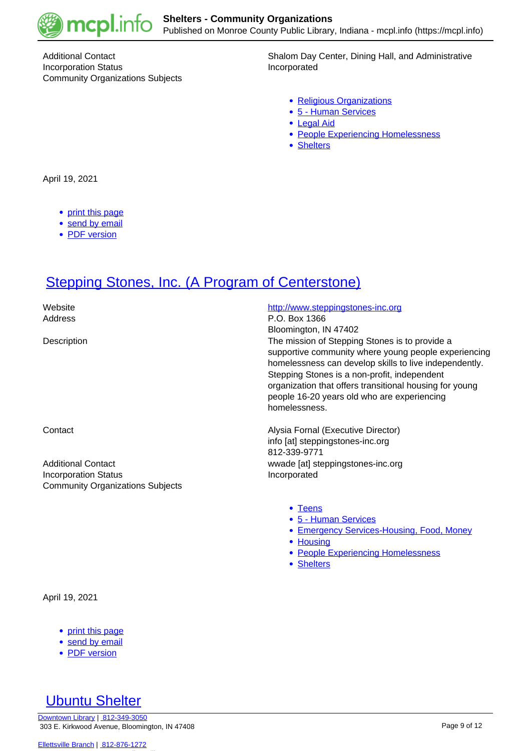| | |
|---|---|
| Additional Contact | Shalom Day Center, Dining Hall, and Administrative |
| Incorporation Status | Incorporated |
| Community Organizations Subjects | |

- Religious Organizations
- 5 - Human Services
- Legal Aid
- People Experiencing Homelessness
- Shelters

April 19, 2021

- print this page
- send by email
- PDF version

## Stepping Stones, Inc. (A Program of Centerstone)

| | |
|---|---|
| Website | http://www.steppingstones-inc.org |
| Address | P.O. Box 1366<br>Bloomington, IN 47402 |
| Description | The mission of Stepping Stones is to provide a supportive community where young people experiencing homelessness can develop skills to live independently. Stepping Stones is a non-profit, independent organization that offers transitional housing for young people 16-20 years old who are experiencing homelessness. |
| Contact | Alysia Fornal (Executive Director)<br>info [at] steppingstones-inc.org<br>812-339-9771 |
| Additional Contact | wwade [at] steppingstones-inc.org |
| Incorporation Status | Incorporated |
| Community Organizations Subjects | |

- Teens
- 5 - Human Services
- Emergency Services-Housing, Food, Money
- Housing
- People Experiencing Homelessness
- Shelters

April 19, 2021

- print this page
- send by email
- PDF version

## Ubuntu Shelter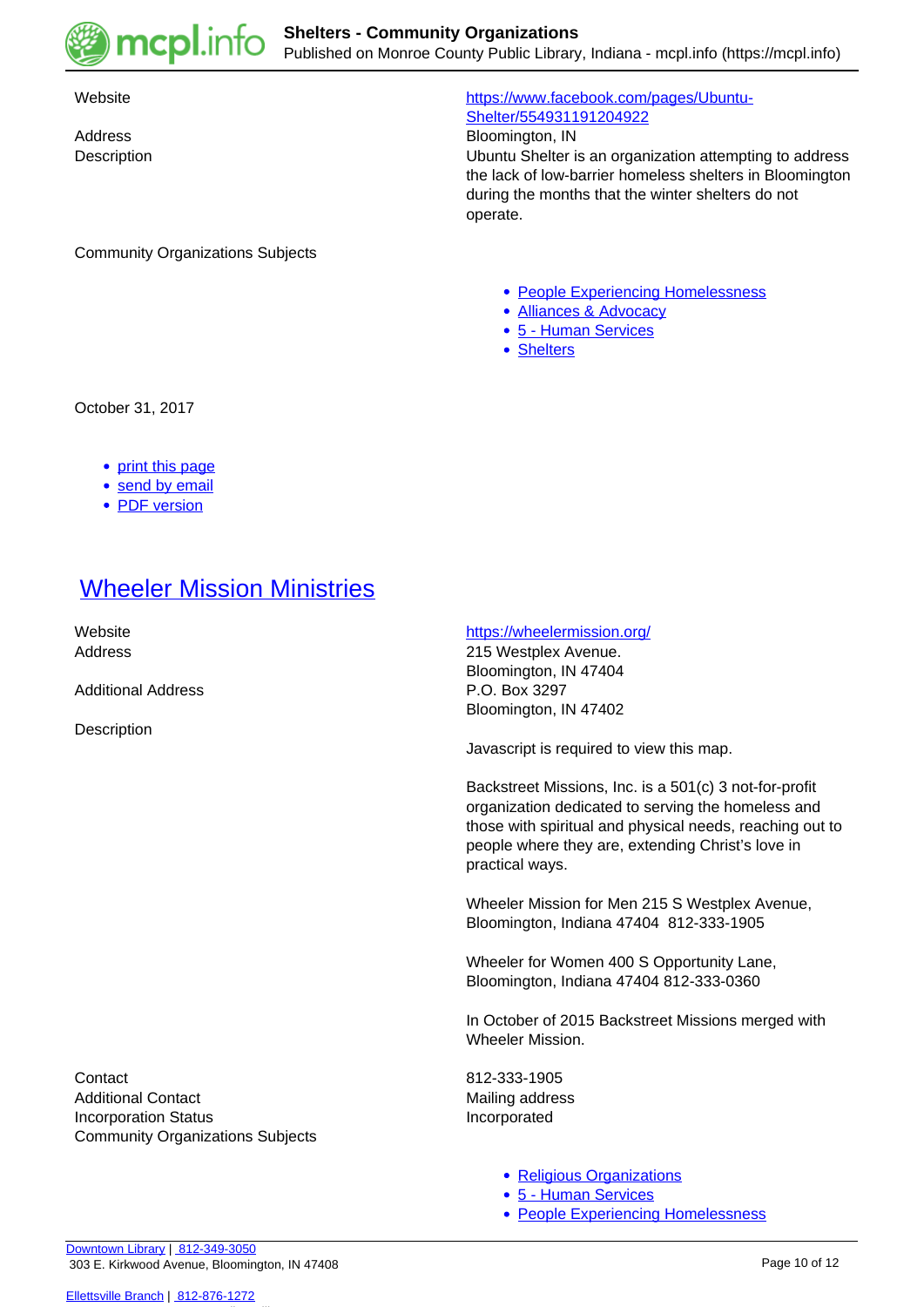| | |
|---|---|
| Website | [https://www.facebook.com/pages/Ubuntu-Shelter/554931191204922](https://www.facebook.com/pages/Ubuntu-Shelter/554931191204922) |
| Address | Bloomington, IN |
| Description | Ubuntu Shelter is an organization attempting to address the lack of low-barrier homeless shelters in Bloomington during the months that the winter shelters do not operate. |

Community Organizations Subjects

- People Experiencing Homelessness
- Alliances & Advocacy
- 5 - Human Services
- Shelters

October 31, 2017

- print this page
- send by email
- PDF version

## Wheeler Mission Ministries

| | |
|---|---|
| Website | [https://wheelermission.org/](https://wheelermission.org/) |
| Address | 215 Westplex Avenue.<br>Bloomington, IN 47404 |
| Additional Address | P.O. Box 3297<br>Bloomington, IN 47402 |

Description

Javascript is required to view this map.

Backstreet Missions, Inc. is a 501(c) 3 not-for-profit organization dedicated to serving the homeless and those with spiritual and physical needs, reaching out to people where they are, extending Christ's love in practical ways.

Wheeler Mission for Men 215 S Westplex Avenue, Bloomington, Indiana 47404 812-333-1905

Wheeler for Women 400 S Opportunity Lane, Bloomington, Indiana 47404 812-333-0360

In October of 2015 Backstreet Missions merged with Wheeler Mission.

| | |
|---|---|
| Contact | 812-333-1905 |
| Additional Contact | Mailing address |
| Incorporation Status | Incorporated |

Community Organizations Subjects

- Religious Organizations
- 5 - Human Services
- People Experiencing Homelessness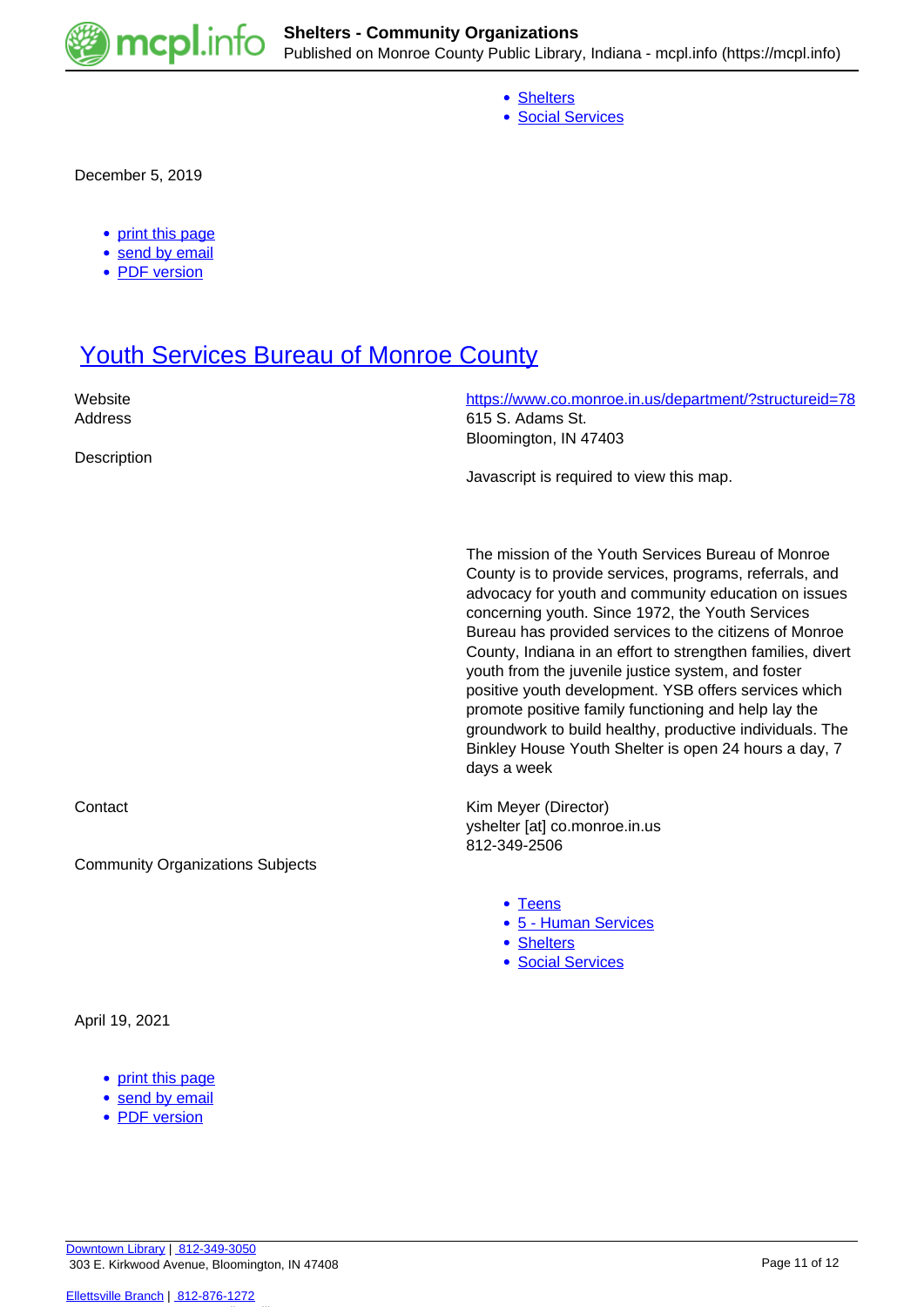- Shelters
- Social Services

December 5, 2019

- print this page
- send by email
- PDF version

# Youth Services Bureau of Monroe County

Website
https://www.co.monroe.in.us/department/?structureid=78

Address
615 S. Adams St.
Bloomington, IN 47403

Description

Javascript is required to view this map.

The mission of the Youth Services Bureau of Monroe County is to provide services, programs, referrals, and advocacy for youth and community education on issues concerning youth. Since 1972, the Youth Services Bureau has provided services to the citizens of Monroe County, Indiana in an effort to strengthen families, divert youth from the juvenile justice system, and foster positive youth development. YSB offers services which promote positive family functioning and help lay the groundwork to build healthy, productive individuals. The Binkley House Youth Shelter is open 24 hours a day, 7 days a week

Contact
Kim Meyer (Director)
yshelter [at] co.monroe.in.us
812-349-2506

Community Organizations Subjects

- Teens
- 5 - Human Services
- Shelters
- Social Services

April 19, 2021

- print this page
- send by email
- PDF version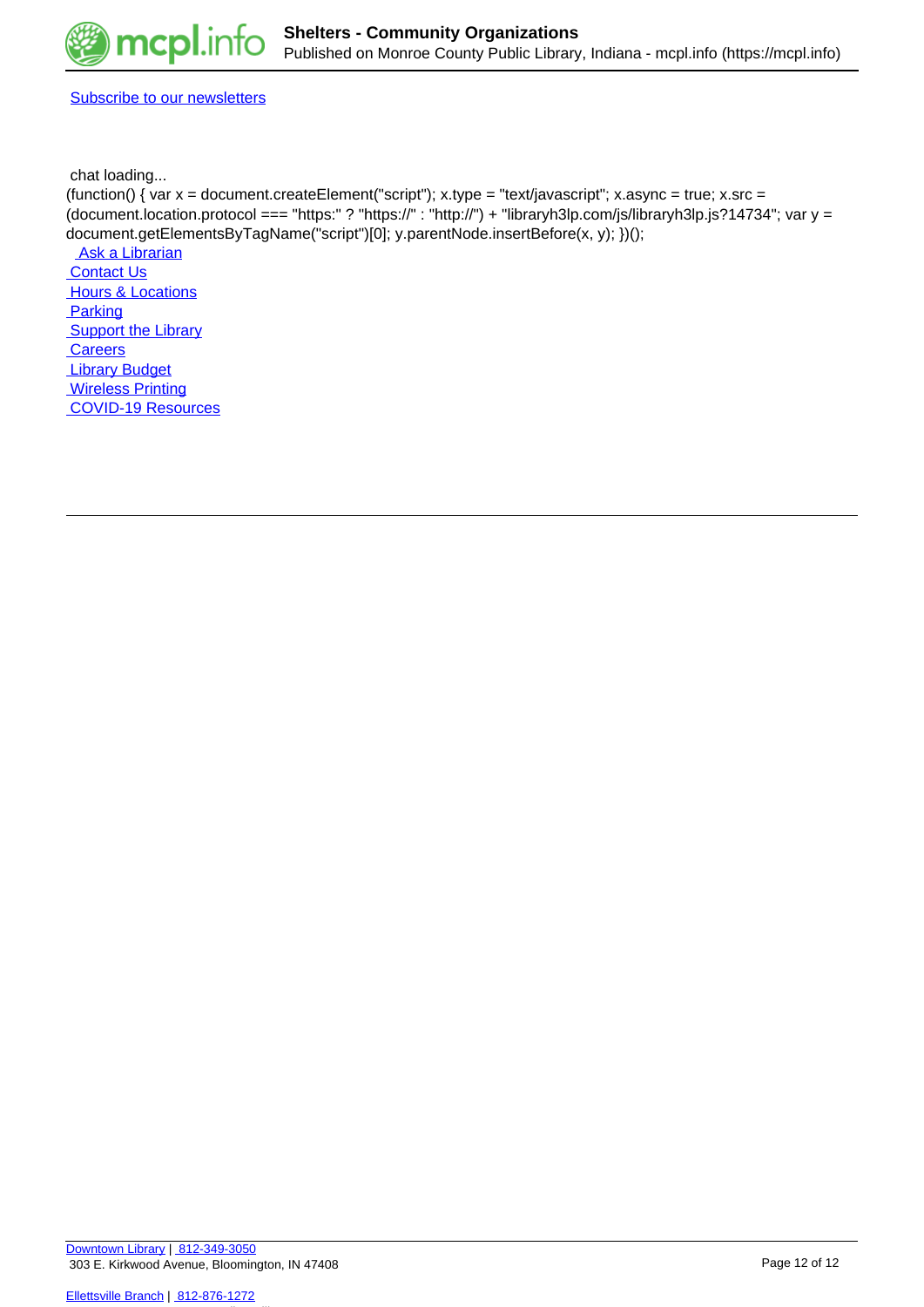Subscribe to our newsletters

chat loading...

(function() { var x = document.createElement("script"); x.type = "text/javascript"; x.async = true; x.src = (document.location.protocol === "https:" ? "https://" : "http://") + "libraryh3lp.com/js/libraryh3lp.js?14734"; var y = document.getElementsByTagName("script")[0]; y.parentNode.insertBefore(x, y); })();

Ask a Librarian
Contact Us
Hours & Locations
Parking
Support the Library
Careers
Library Budget
Wireless Printing
COVID-19 Resources

---

Downtown Library | 812-349-3050
303 E. Kirkwood Avenue, Bloomington, IN 47408

Ellettsville Branch | 812-876-1272